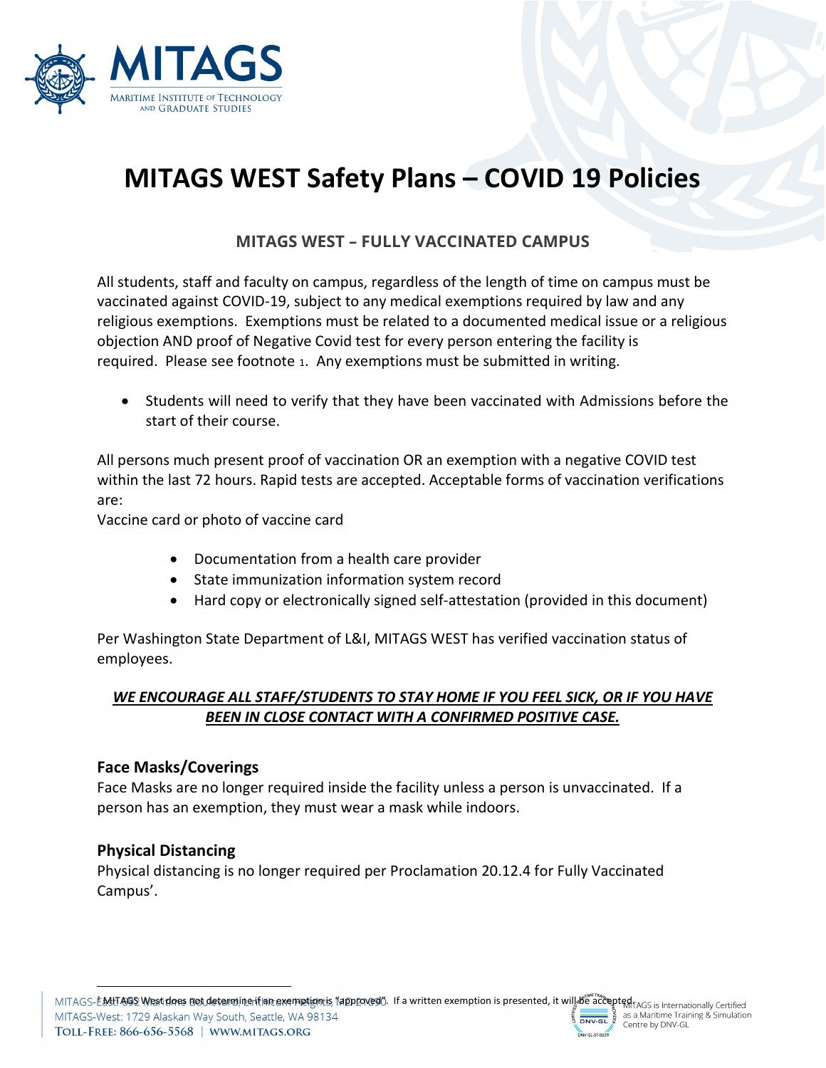# MITAGS WEST Safety Plans – COVID 19 Policies

## MITAGS WEST – FULLY VACCINATED CAMPUS

All students, staff and faculty on campus, regardless of the length of time on campus must be vaccinated against COVID-19, subject to any medical exemptions required by law and any religious exemptions. Exemptions must be related to a documented medical issue or a religious objection AND proof of Negative Covid test for every person entering the facility is required. Please see footnote 1. Any exemptions must be submitted in writing.

- Students will need to verify that they have been vaccinated with Admissions before the start of their course.

All persons much present proof of vaccination OR an exemption with a negative COVID test within the last 72 hours. Rapid tests are accepted. Acceptable forms of vaccination verifications are:

Vaccine card or photo of vaccine card

- Documentation from a health care provider
- State immunization information system record
- Hard copy or electronically signed self-attestation (provided in this document)

Per Washington State Department of L&I, MITAGS WEST has verified vaccination status of employees.

***WE ENCOURAGE ALL STAFF/STUDENTS TO STAY HOME IF YOU FEEL SICK, OR IF YOU HAVE BEEN IN CLOSE CONTACT WITH A CONFIRMED POSITIVE CASE.***

### Face Masks/Coverings

Face Masks are no longer required inside the facility unless a person is unvaccinated. If a person has an exemption, they must wear a mask while indoors.

### Physical Distancing

Physical distancing is no longer required per Proclamation 20.12.4 for Fully Vaccinated Campus'.

[1] MITAGS West does not determine if an exemption is "approved". If a written exemption is presented, it will be accepted.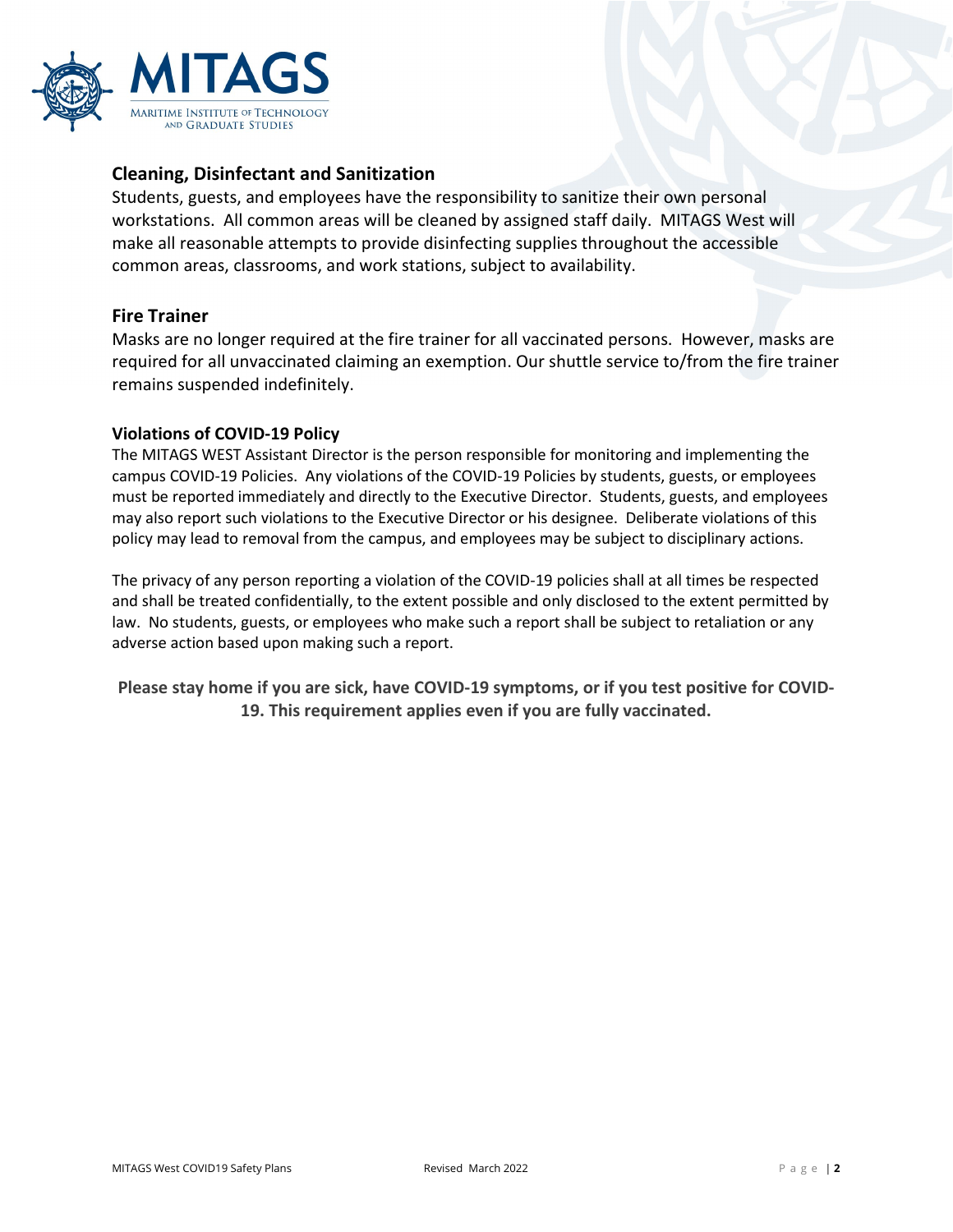## Cleaning, Disinfectant and Sanitization

Students, guests, and employees have the responsibility to sanitize their own personal workstations. All common areas will be cleaned by assigned staff daily. MITAGS West will make all reasonable attempts to provide disinfecting supplies throughout the accessible common areas, classrooms, and work stations, subject to availability.

## Fire Trainer

Masks are no longer required at the fire trainer for all vaccinated persons. However, masks are required for all unvaccinated claiming an exemption. Our shuttle service to/from the fire trainer remains suspended indefinitely.

### Violations of COVID-19 Policy

The MITAGS WEST Assistant Director is the person responsible for monitoring and implementing the campus COVID-19 Policies. Any violations of the COVID-19 Policies by students, guests, or employees must be reported immediately and directly to the Executive Director. Students, guests, and employees may also report such violations to the Executive Director or his designee. Deliberate violations of this policy may lead to removal from the campus, and employees may be subject to disciplinary actions.

The privacy of any person reporting a violation of the COVID-19 policies shall at all times be respected and shall be treated confidentially, to the extent possible and only disclosed to the extent permitted by law. No students, guests, or employees who make such a report shall be subject to retaliation or any adverse action based upon making such a report.

**Please stay home if you are sick, have COVID-19 symptoms, or if you test positive for COVID-19. This requirement applies even if you are fully vaccinated.**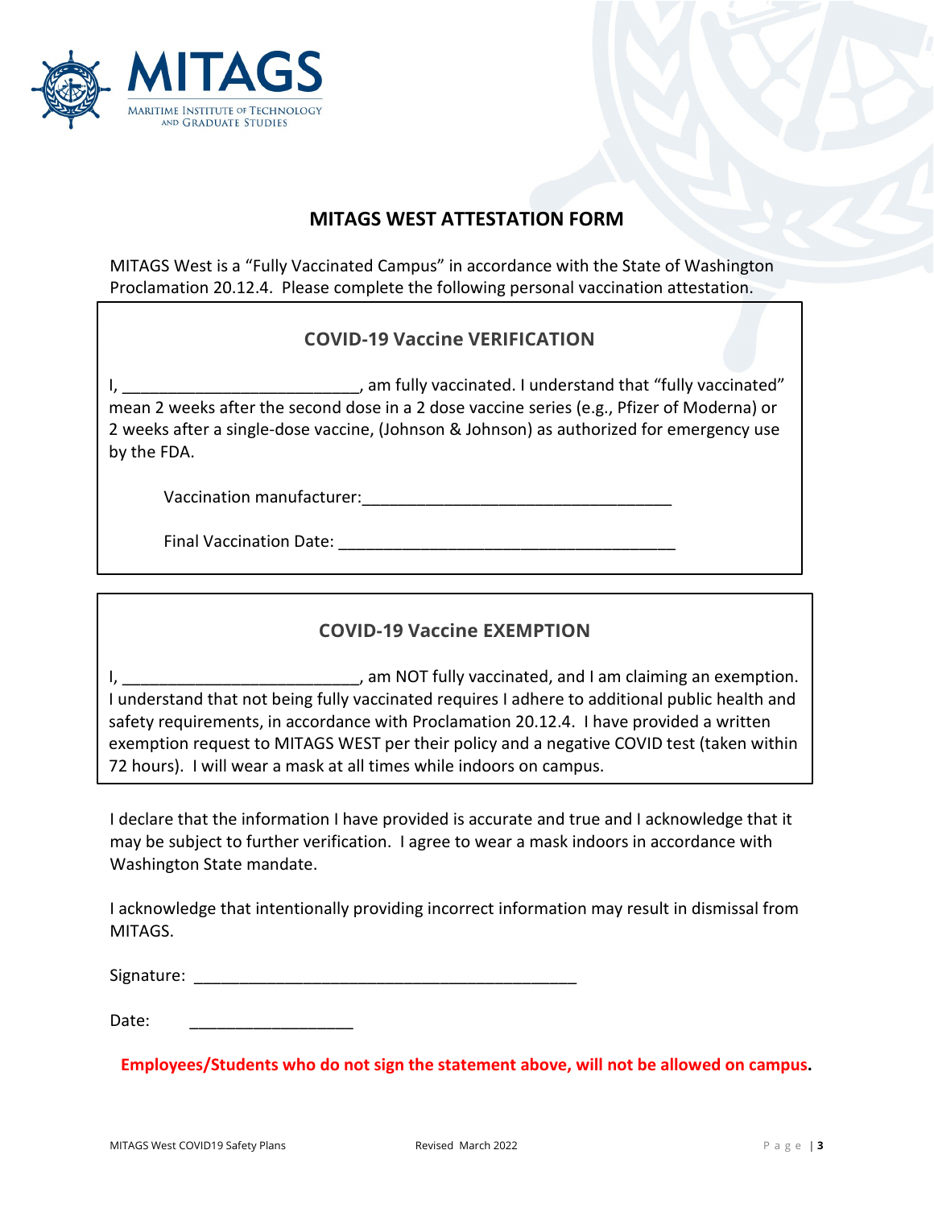MITAGS

MARITIME INSTITUTE OF TECHNOLOGY AND GRADUATE STUDIES

## MITAGS WEST ATTESTATION FORM

MITAGS West is a "Fully Vaccinated Campus" in accordance with the State of Washington Proclamation 20.12.4. Please complete the following personal vaccination attestation.

### COVID-19 Vaccine VERIFICATION

I, ___________________________, am fully vaccinated. I understand that "fully vaccinated" mean 2 weeks after the second dose in a 2 dose vaccine series (e.g., Pfizer of Moderna) or 2 weeks after a single-dose vaccine, (Johnson & Johnson) as authorized for emergency use by the FDA.

Vaccination manufacturer:___________________________________

Final Vaccination Date: ______________________________________

### COVID-19 Vaccine EXEMPTION

I, ___________________________, am NOT fully vaccinated, and I am claiming an exemption. I understand that not being fully vaccinated requires I adhere to additional public health and safety requirements, in accordance with Proclamation 20.12.4. I have provided a written exemption request to MITAGS WEST per their policy and a negative COVID test (taken within 72 hours). I will wear a mask at all times while indoors on campus.

I declare that the information I have provided is accurate and true and I acknowledge that it may be subject to further verification. I agree to wear a mask indoors in accordance with Washington State mandate.

I acknowledge that intentionally providing incorrect information may result in dismissal from MITAGS.

Signature: ___________________________________________

Date: ___________________

**Employees/Students who do not sign the statement above, will not be allowed on campus.**

MITAGS West COVID19 Safety Plans Revised March 2022